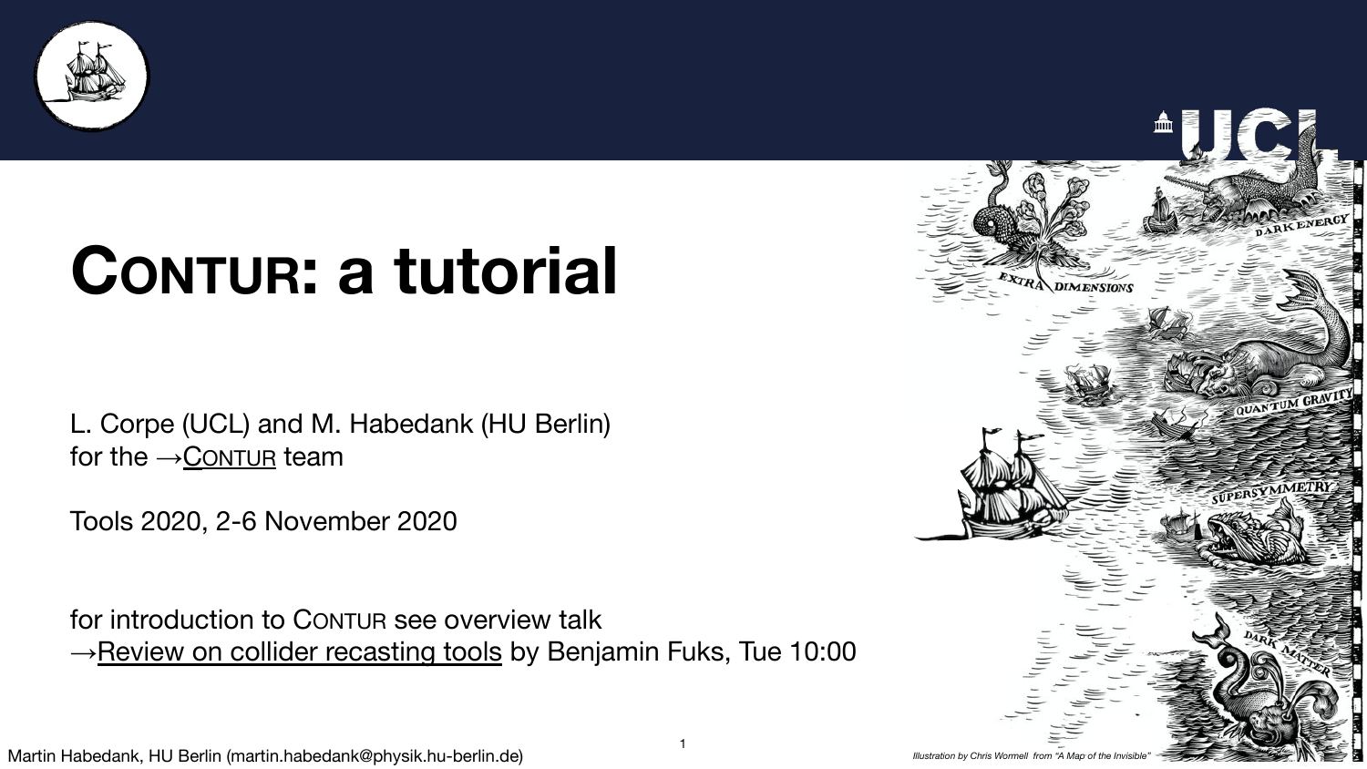# CONTUR: a tutorial

L. Corpe (UCL) and M. Habedank (HU Berlin)
for the →CONTUR team

Tools 2020, 2-6 November 2020

for introduction to CONTUR see overview talk
→Review on collider recasting tools by Benjamin Fuks, Tue 10:00

*Illustration by Chris Wormell from "A Map of the Invisible"*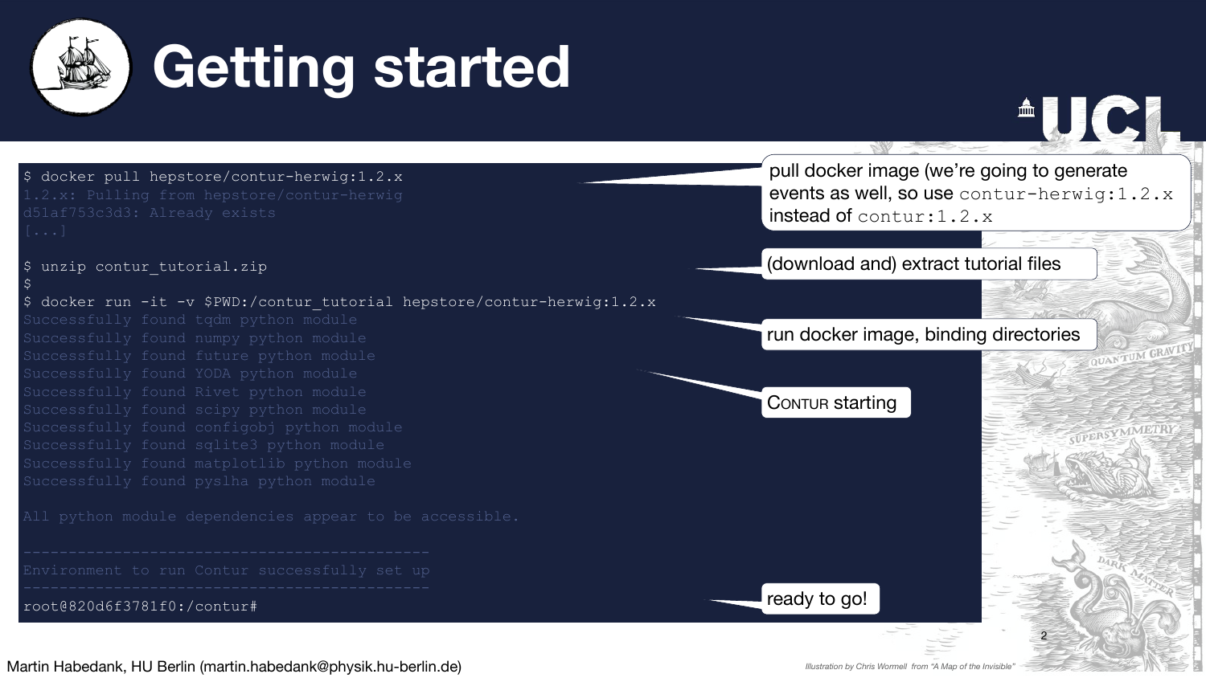# Getting started

```
$ docker pull hepstore/contur-herwig:1.2.x
1.2.x: Pulling from hepstore/contur-herwig
d51af753c3d3: Already exists
[...]

$ unzip contur_tutorial.zip
$
$ docker run -it -v $PWD:/contur_tutorial hepstore/contur-herwig:1.2.x
Successfully found tqdm python module
Successfully found numpy python module
Successfully found future python module
Successfully found YODA python module
Successfully found Rivet python module
Successfully found scipy python module
Successfully found configobj python module
Successfully found sqlite3 python module
Successfully found matplotlib python module
Successfully found pyslha python module

All python module dependencies appear to be accessible.

--------------------------------------------
Environment to run Contur successfully set up
--------------------------------------------
root@820d6f3781f0:/contur#
```

- pull docker image (we're going to generate events as well, so use `contur-herwig:1.2.x` instead of `contur:1.2.x`
- (download and) extract tutorial files
- run docker image, binding directories
- CONTUR starting
- ready to go!

Martin Habedank, HU Berlin (martin.habedank@physik.hu-berlin.de)

*Illustration by Chris Wormell from "A Map of the Invisible"*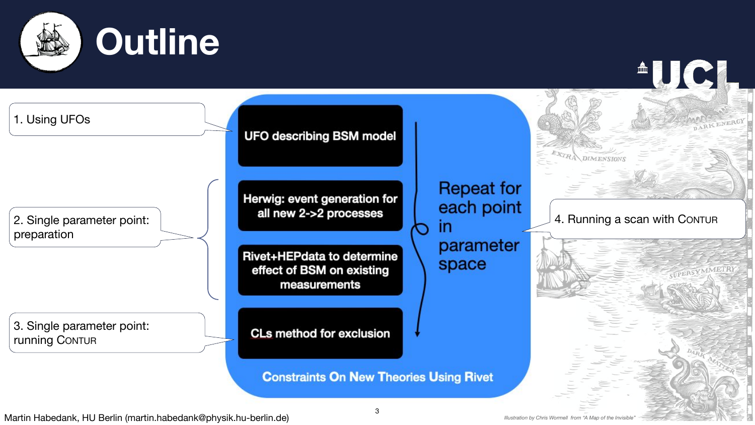# Outline

1. Using UFOs
2. Single parameter point: preparation
3. Single parameter point: running CONTUR
4. Running a scan with CONTUR

**Constraints On New Theories Using Rivet**

- UFO describing BSM model
- Herwig: event generation for all new 2->2 processes
- Rivet+HEPdata to determine effect of BSM on existing measurements
- CLs method for exclusion

Repeat for each point in parameter space

Martin Habedank, HU Berlin (martin.habedank@physik.hu-berlin.de)

*Illustration by Chris Wormell from "A Map of the Invisible"*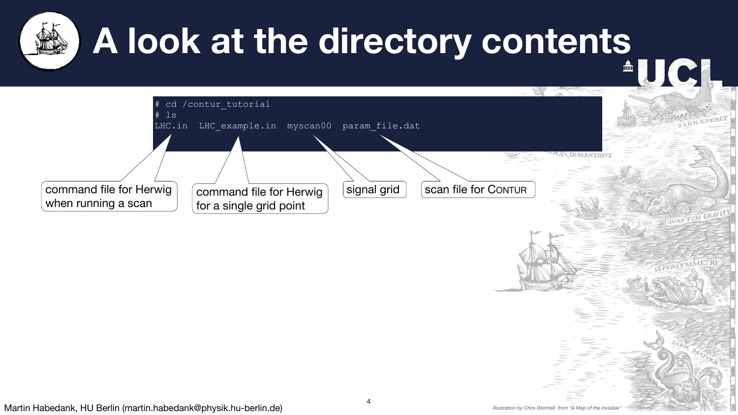# A look at the directory contents

```
# cd /contur_tutorial
# ls
LHC.in  LHC_example.in  myscan00  param_file.dat
```

- `LHC.in`: command file for Herwig when running a scan
- `LHC_example.in`: command file for Herwig for a single grid point
- `myscan00`: signal grid
- `param_file.dat`: scan file for CONTUR

*Illustration by Chris Wormell from "A Map of the Invisible"*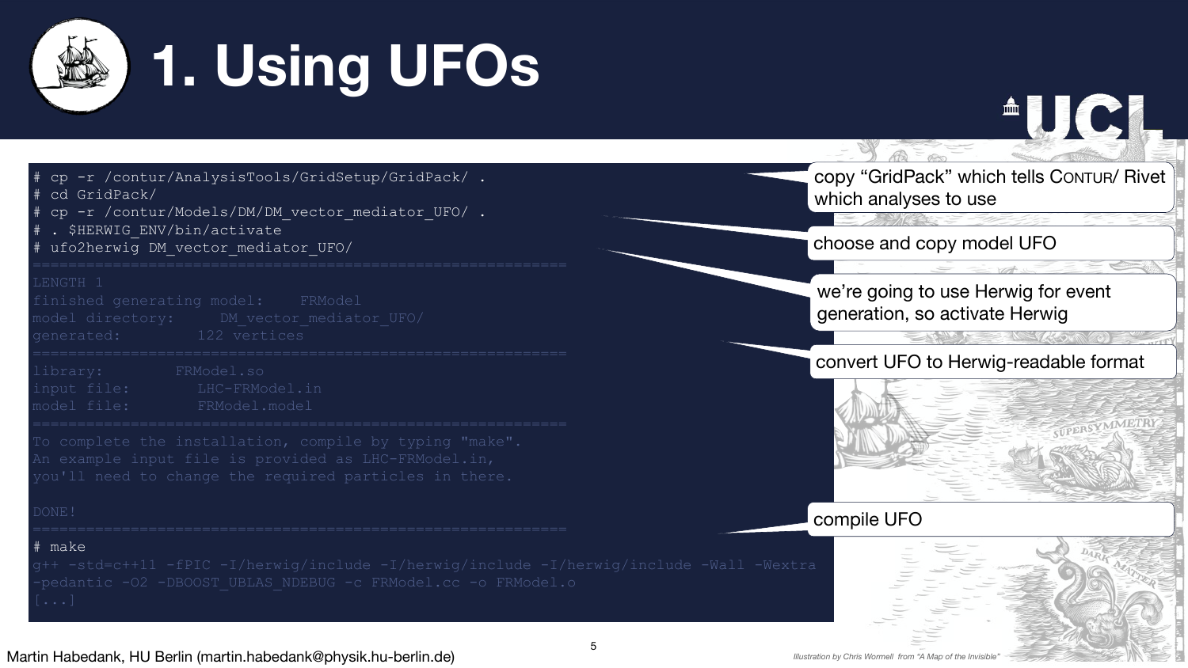# 1. Using UFOs

```
# cp -r /contur/AnalysisTools/GridSetup/GridPack/ .
# cd GridPack/
# cp -r /contur/Models/DM/DM_vector_mediator_UFO/ .
# . $HERWIG_ENV/bin/activate
# ufo2herwig DM_vector_mediator_UFO/
=============================================================
LENGTH 1
finished generating model:    FRModel
model directory:     DM_vector_mediator_UFO/
generated:         122 vertices
=============================================================
library:        FRModel.so
input file:        LHC-FRModel.in
model file:        FRModel.model
=============================================================
To complete the installation, compile by typing "make".
An example input file is provided as LHC-FRModel.in,
you'll need to change the required particles in there.

DONE!
=============================================================
# make
g++ -std=c++11 -fPIC -I/herwig/include -I/herwig/include -I/herwig/include -Wall -Wextra
-pedantic -O2 -DBOOST_UBLAS_NDEBUG -c FRModel.cc -o FRModel.o
[...]
```

- copy "GridPack" which tells CONTUR/ Rivet which analyses to use
- choose and copy model UFO
- we're going to use Herwig for event generation, so activate Herwig
- convert UFO to Herwig-readable format
- compile UFO

Martin Habedank, HU Berlin (martin.habedank@physik.hu-berlin.de)

*Illustration by Chris Wormell from "A Map of the Invisible"*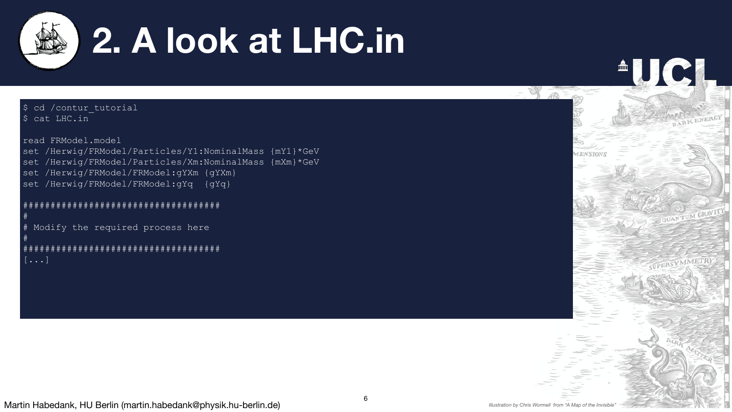# 2. A look at LHC.in

```
$ cd /contur_tutorial
$ cat LHC.in

read FRModel.model
set /Herwig/FRModel/Particles/Y1:NominalMass {mY1}*GeV
set /Herwig/FRModel/Particles/Xm:NominalMass {mXm}*GeV
set /Herwig/FRModel/FRModel:gYXm {gYXm}
set /Herwig/FRModel/FRModel:gYq  {gYq}

####################################
#
# Modify the required process here
#
####################################
[...]
```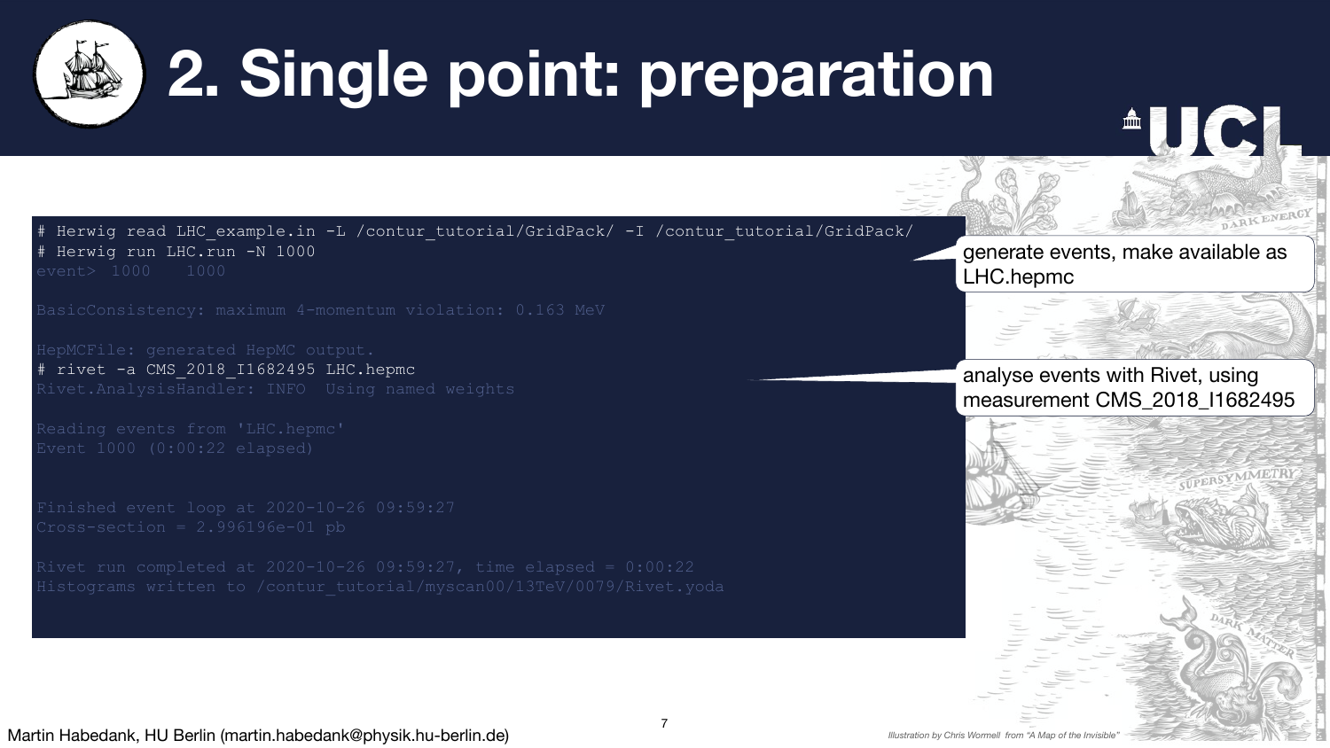# 2. Single point: preparation

```
# Herwig read LHC_example.in -L /contur_tutorial/GridPack/ -I /contur_tutorial/GridPack/
# Herwig run LHC.run -N 1000
event> 1000   1000

BasicConsistency: maximum 4-momentum violation: 0.163 MeV

HepMCFile: generated HepMC output.
# rivet -a CMS_2018_I1682495 LHC.hepmc
Rivet.AnalysisHandler: INFO  Using named weights

Reading events from 'LHC.hepmc'
Event 1000 (0:00:22 elapsed)


Finished event loop at 2020-10-26 09:59:27
Cross-section = 2.996196e-01 pb

Rivet run completed at 2020-10-26 09:59:27, time elapsed = 0:00:22
Histograms written to /contur_tutorial/myscan00/13TeV/0079/Rivet.yoda
```

generate events, make available as LHC.hepmc

analyse events with Rivet, using measurement CMS_2018_I1682495

Martin Habedank, HU Berlin (martin.habedank@physik.hu-berlin.de)

*Illustration by Chris Wormell from "A Map of the Invisible"*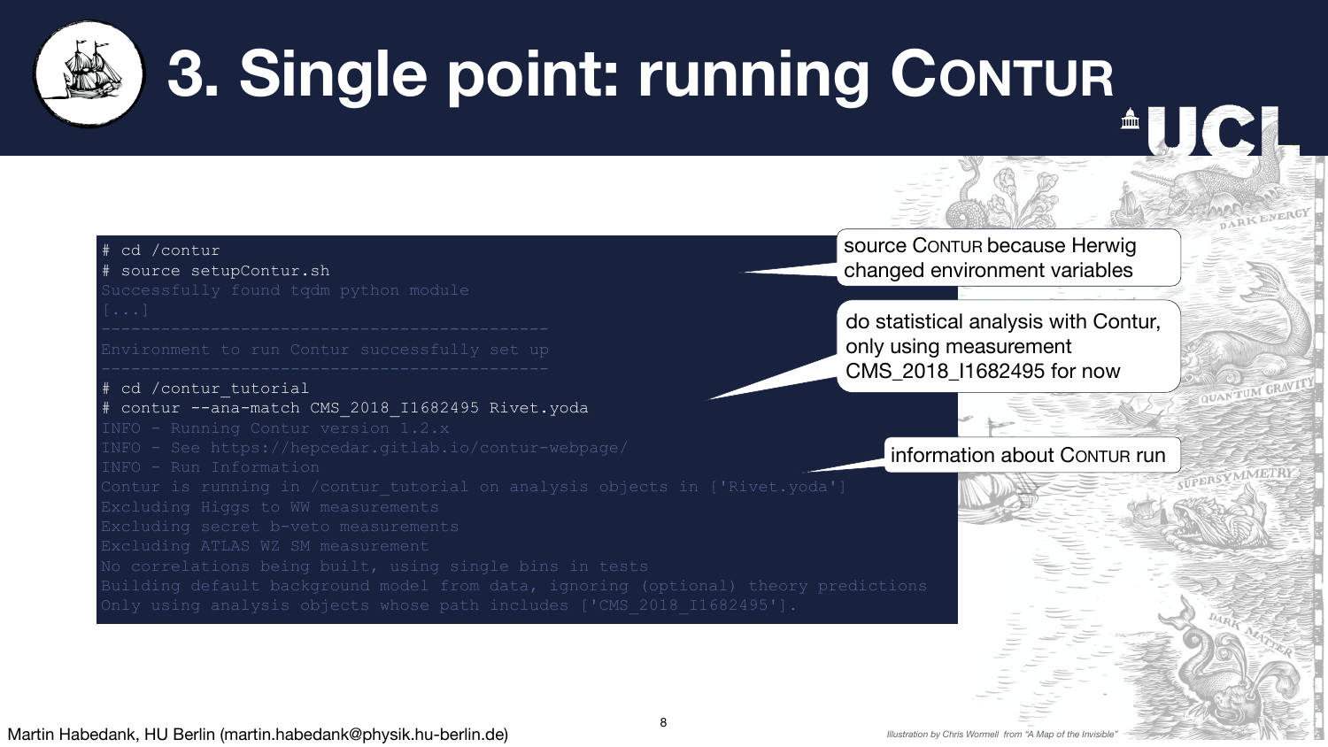# 3. Single point: running CONTUR

```
# cd /contur
# source setupContur.sh
Successfully found tqdm python module
[...]
--------------------------------------------
Environment to run Contur successfully set up
--------------------------------------------
# cd /contur_tutorial
# contur --ana-match CMS_2018_I1682495 Rivet.yoda
INFO - Running Contur version 1.2.x
INFO - See https://hepcedar.gitlab.io/contur-webpage/
INFO - Run Information
Contur is running in /contur_tutorial on analysis objects in ['Rivet.yoda']
Excluding Higgs to WW measurements
Excluding secret b-veto measurements
Excluding ATLAS WZ SM measurement
No correlations being built, using single bins in tests
Building default background model from data, ignoring (optional) theory predictions
Only using analysis objects whose path includes ['CMS_2018_I1682495'].
```

- source CONTUR because Herwig changed environment variables
- do statistical analysis with Contur, only using measurement CMS_2018_I1682495 for now
- information about CONTUR run

Martin Habedank, HU Berlin (martin.habedank@physik.hu-berlin.de)

*Illustration by Chris Wormell from "A Map of the Invisible"*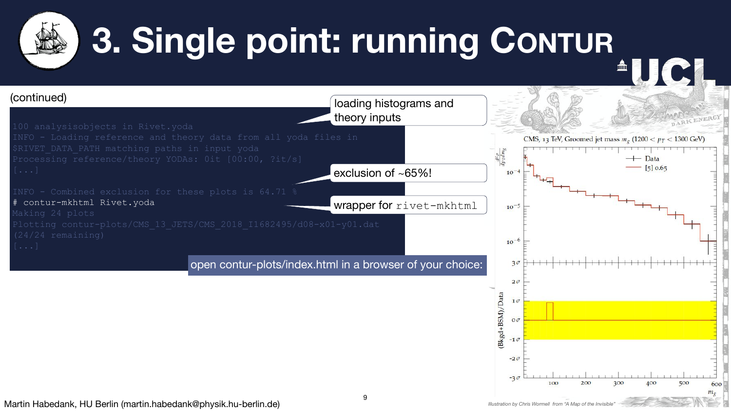# 3. Single point: running Contur

(continued)

```
100 analysisobjects in Rivet.yoda
INFO - Loading reference and theory data from all yoda files in
$RIVET_DATA_PATH matching paths in input yoda
Processing reference/theory YODAs: 0it [00:00, ?it/s]
[...]

INFO - Combined exclusion for these plots is 64.71 %
# contur-mkhtml Rivet.yoda
Making 24 plots
Plotting contur-plots/CMS_13_JETS/CMS_2018_I1682495/d08-x01-y01.dat
(24/24 remaining)
[...]
```

loading histograms and theory inputs

exclusion of ~65%!

wrapper for `rivet-mkhtml`

open contur-plots/index.html in a browser of your choice:

CMS, 13 TeV, Groomed jet mass $m_g$ ($1200 < p_T < 1300$ GeV)

Data

[5] 0.65

(Bkgd+BSM)/Data

$m_g$

Martin Habedank, HU Berlin (martin.habedank@physik.hu-berlin.de)

Illustration by Chris Wormell from "A Map of the Invisible"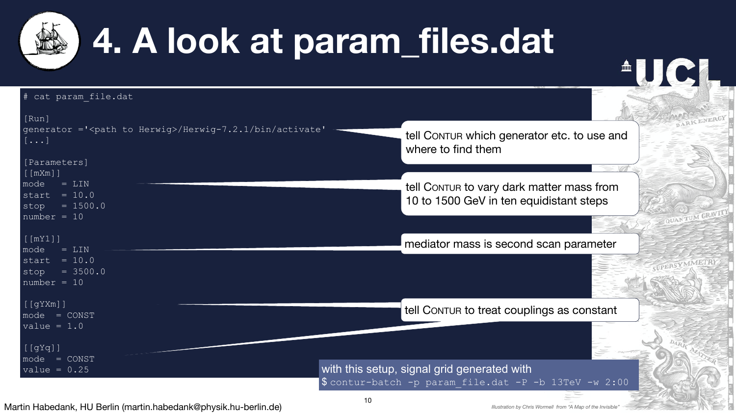# 4. A look at param_files.dat

```
# cat param_file.dat

[Run]
generator ='<path to Herwig>/Herwig-7.2.1/bin/activate'
[...]

[Parameters]
[[mXm]]
mode   = LIN
start  = 10.0
stop   = 1500.0
number = 10

[[mY1]]
mode   = LIN
start  = 10.0
stop   = 3500.0
number = 10

[[gYXm]]
mode  = CONST
value = 1.0

[[gYq]]
mode  = CONST
value = 0.25
```

- tell CONTUR which generator etc. to use and where to find them
- tell CONTUR to vary dark matter mass from 10 to 1500 GeV in ten equidistant steps
- mediator mass is second scan parameter
- tell CONTUR to treat couplings as constant

with this setup, signal grid generated with

```
$ contur-batch -p param_file.dat -P -b 13TeV -w 2:00
```

Martin Habedank, HU Berlin (martin.habedank@physik.hu-berlin.de)

*Illustration by Chris Wormell from "A Map of the Invisible"*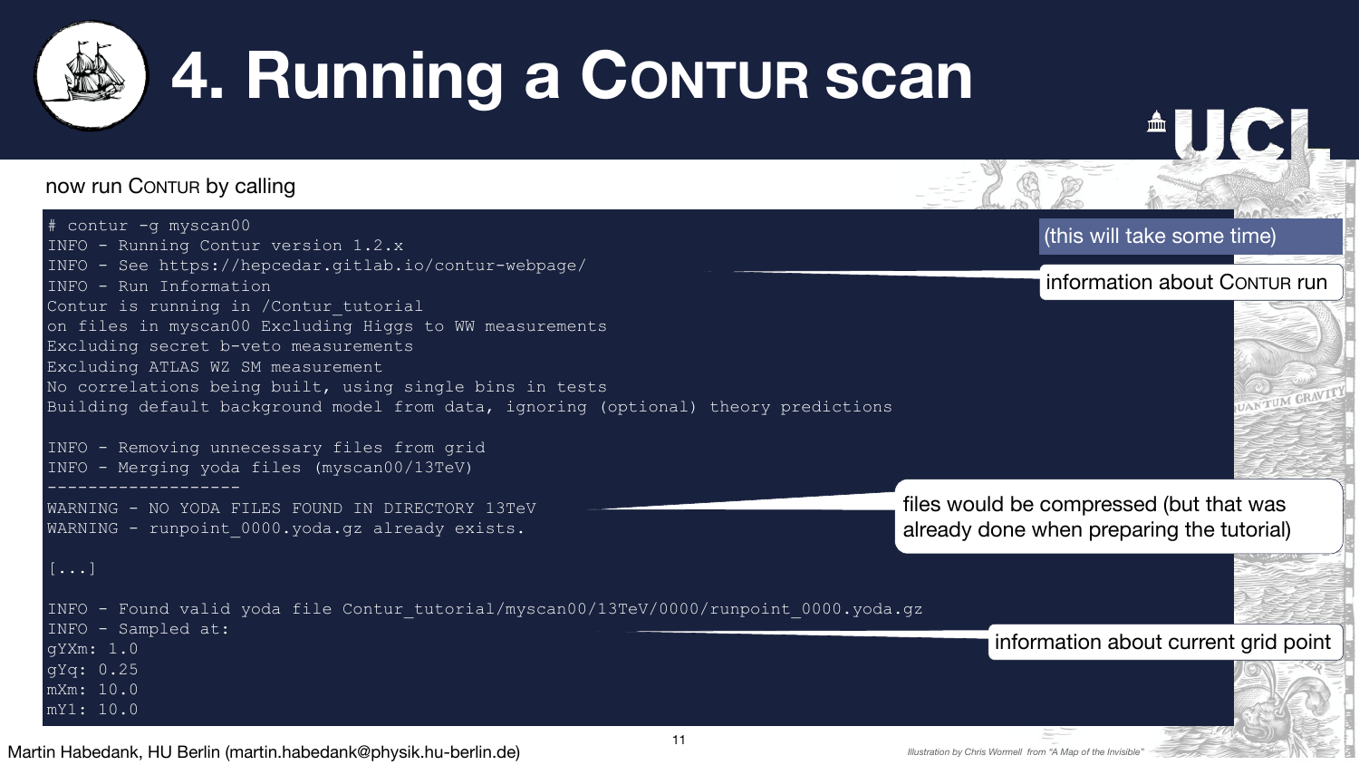# 4. Running a CONTUR scan

now run CONTUR by calling

```
# contur -g myscan00
INFO - Running Contur version 1.2.x
INFO - See https://hepcedar.gitlab.io/contur-webpage/
INFO - Run Information
Contur is running in /Contur_tutorial
on files in myscan00 Excluding Higgs to WW measurements
Excluding secret b-veto measurements
Excluding ATLAS WZ SM measurement
No correlations being built, using single bins in tests
Building default background model from data, ignoring (optional) theory predictions

INFO - Removing unnecessary files from grid
INFO - Merging yoda files (myscan00/13TeV)
-------------------
WARNING - NO YODA FILES FOUND IN DIRECTORY 13TeV
WARNING - runpoint_0000.yoda.gz already exists.

[...]

INFO - Found valid yoda file Contur_tutorial/myscan00/13TeV/0000/runpoint_0000.yoda.gz
INFO - Sampled at:
gYXm: 1.0
gYq: 0.25
mXm: 10.0
mY1: 10.0
```

(this will take some time)

information about CONTUR run

files would be compressed (but that was already done when preparing the tutorial)

information about current grid point

Martin Habedank, HU Berlin (martin.habedank@physik.hu-berlin.de)

*Illustration by Chris Wormell from "A Map of the Invisible"*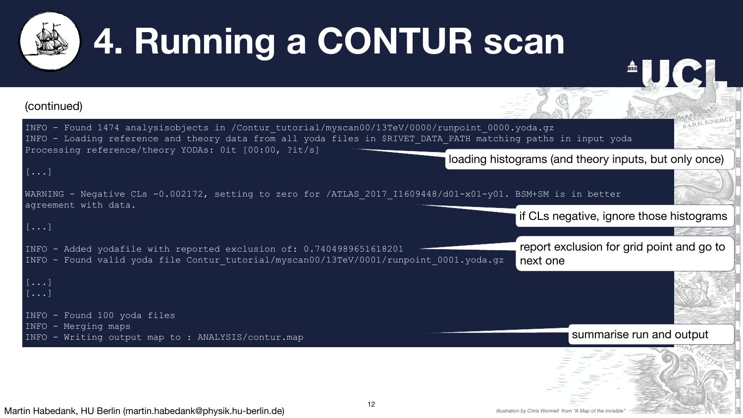# 4. Running a CONTUR scan

(continued)

```
INFO - Found 1474 analysisobjects in /Contur_tutorial/myscan00/13TeV/0000/runpoint_0000.yoda.gz
INFO - Loading reference and theory data from all yoda files in $RIVET_DATA_PATH matching paths in input yoda
Processing reference/theory YODAs: 0it [00:00, ?it/s]

[...]

WARNING - Negative CLs -0.002172, setting to zero for /ATLAS_2017_I1609448/d01-x01-y01. BSM+SM is in better
agreement with data.

[...]

INFO - Added yodafile with reported exclusion of: 0.7404989651618201
INFO - Found valid yoda file Contur_tutorial/myscan00/13TeV/0001/runpoint_0001.yoda.gz

[...]
[...]

INFO - Found 100 yoda files
INFO - Merging maps
INFO - Writing output map to : ANALYSIS/contur.map
```

- loading histograms (and theory inputs, but only once)
- if CLs negative, ignore those histograms
- report exclusion for grid point and go to next one
- summarise run and output

Martin Habedank, HU Berlin (martin.habedank@physik.hu-berlin.de)

*Illustration by Chris Wormell from "A Map of the Invisible"*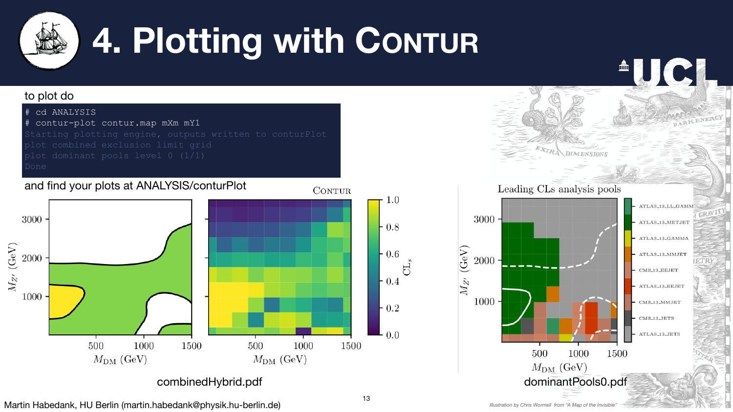# 4. Plotting with CONTUR

to plot do

```
# cd ANALYSIS
# contur-plot contur.map mXm mY1
Starting plotting engine, outputs written to conturPlot
plot combined exclusion limit grid
plot dominant pools level 0 (1/1)
Done
```

and find your plots at ANALYSIS/conturPlot

combinedHybrid.pdf

dominantPools0.pdf

Martin Habedank, HU Berlin (martin.habedank@physik.hu-berlin.de)

Illustration by Chris Wormell from "A Map of the Invisible"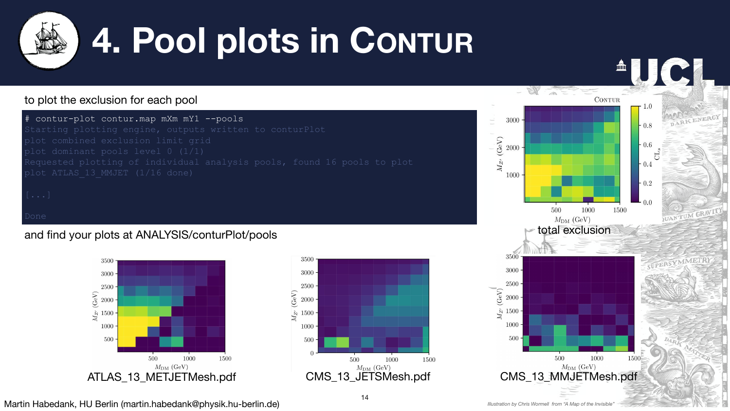# 4. Pool plots in CONTUR

to plot the exclusion for each pool

```
# contur-plot contur.map mXm mY1 --pools
Starting plotting engine, outputs written to conturPlot
plot combined exclusion limit grid
plot dominant pools level 0 (1/1)
Requested plotting of individual analysis pools, found 16 pools to plot
plot ATLAS_13_MMJET (1/16 done)

[...]

Done
```

and find your plots at ANALYSIS/conturPlot/pools

total exclusion

ATLAS_13_METJETMesh.pdf

CMS_13_JETSMesh.pdf

CMS_13_MMJETMesh.pdf

Martin Habedank, HU Berlin (martin.habedank@physik.hu-berlin.de)

*Illustration by Chris Wormell from "A Map of the Invisible"*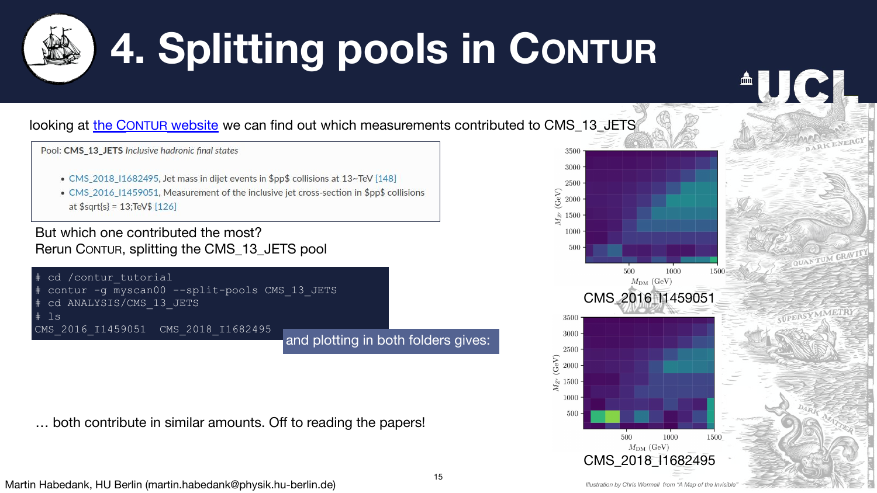# 4. Splitting pools in CONTUR

looking at the CONTUR website we can find out which measurements contributed to CMS_13_JETS

Pool: **CMS_13_JETS** *Inclusive hadronic final states*

- CMS_2018_I1682495, Jet mass in dijet events in $pp$ collisions at 13~TeV [148]
- CMS_2016_I1459051, Measurement of the inclusive jet cross-section in $pp$ collisions at $sqrt{s} = 13;TeV$ [126]

But which one contributed the most?
Rerun CONTUR, splitting the CMS_13_JETS pool

```
# cd /contur_tutorial
# contur -g myscan00 --split-pools CMS_13_JETS
# cd ANALYSIS/CMS_13_JETS
# ls
CMS_2016_I1459051  CMS_2018_I1682495
```

and plotting in both folders gives:

CMS_2016_I1459051

CMS_2018_I1682495

… both contribute in similar amounts. Off to reading the papers!

Martin Habedank, HU Berlin (martin.habedank@physik.hu-berlin.de)

Illustration by Chris Wormell from "A Map of the Invisible"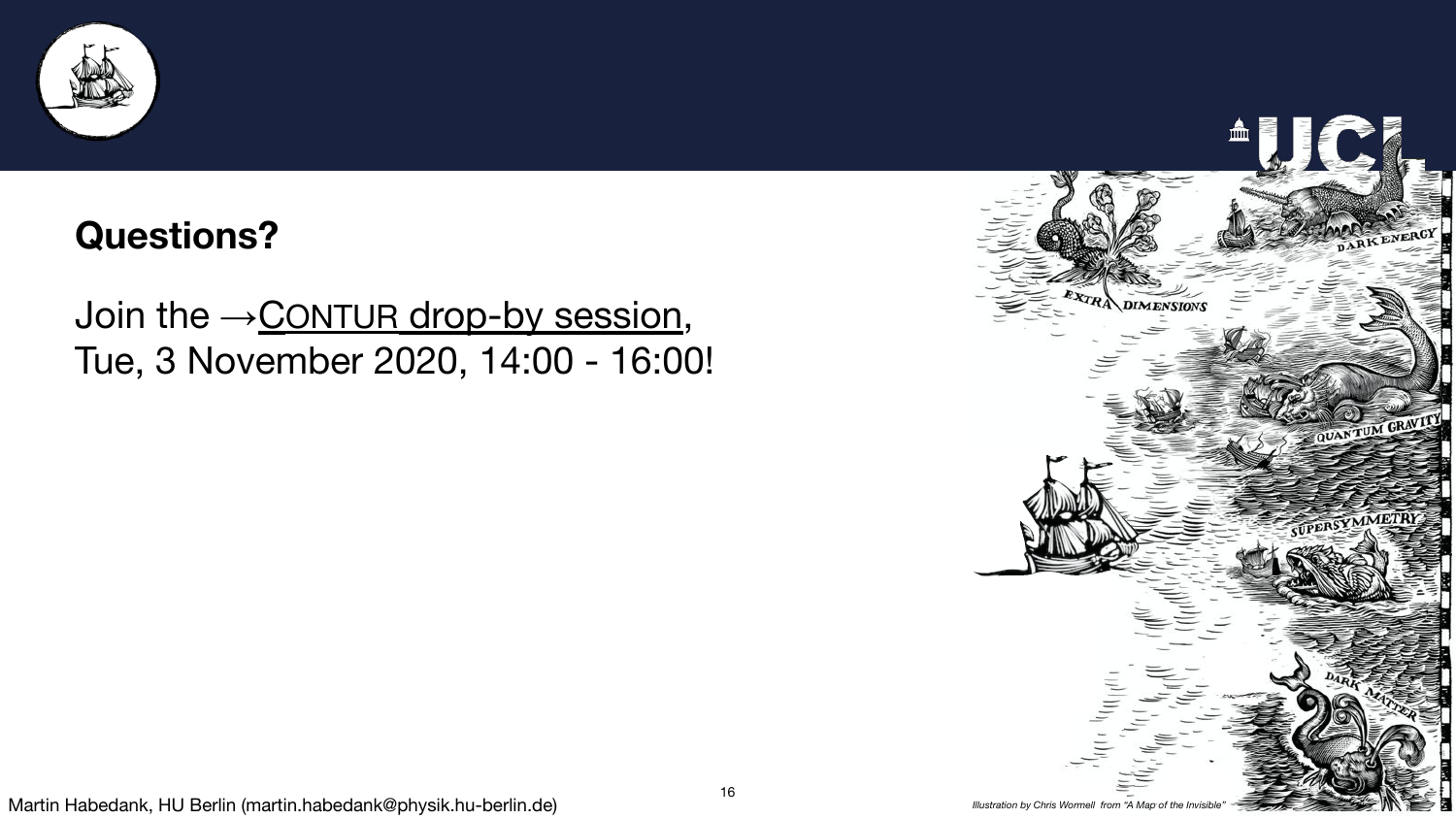**Questions?**

Join the →CONTUR drop-by session,
Tue, 3 November 2020, 14:00 - 16:00!

*Illustration by Chris Wormell from "A Map of the Invisible"*